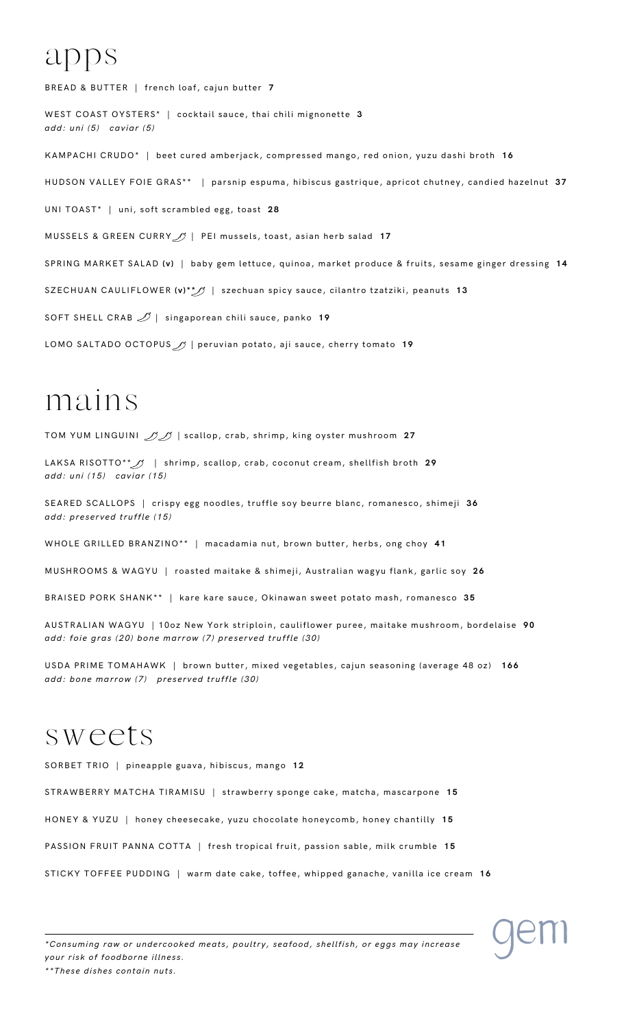# apps

BREAD & BUTTER | french loaf, cajun butter **7**

WEST COAST OYSTERS* | cocktail sauce, thai chili mignonette **3**
*add: uni (5) caviar (5)*

KAMPACHI CRUDO* | beet cured amberjack, compressed mango, red onion, yuzu dashi broth **16**

HUDSON VALLEY FOIE GRAS** | parsnip espuma, hibiscus gastrique, apricot chutney, candied hazelnut **37**

UNI TOAST* | uni, soft scrambled egg, toast **28**

MUSSELS & GREEN CURRY 🌶 | PEI mussels, toast, asian herb salad **17**

SPRING MARKET SALAD **(v)** | baby gem lettuce, quinoa, market produce & fruits, sesame ginger dressing **14**

SZECHUAN CAULIFLOWER **(v)**** 🌶 | szechuan spicy sauce, cilantro tzatziki, peanuts **13**

SOFT SHELL CRAB 🌶 | singaporean chili sauce, panko **19**

LOMO SALTADO OCTOPUS 🌶 | peruvian potato, aji sauce, cherry tomato **19**

# mains

TOM YUM LINGUINI 🌶🌶 | scallop, crab, shrimp, king oyster mushroom **27**

LAKSA RISOTTO** 🌶 | shrimp, scallop, crab, coconut cream, shellfish broth **29**
*add: uni (15) caviar (15)*

SEARED SCALLOPS | crispy egg noodles, truffle soy beurre blanc, romanesco, shimeji **36**
*add: preserved truffle (15)*

WHOLE GRILLED BRANZINO** | macadamia nut, brown butter, herbs, ong choy **41**

MUSHROOMS & WAGYU | roasted maitake & shimeji, Australian wagyu flank, garlic soy **26**

BRAISED PORK SHANK** | kare kare sauce, Okinawan sweet potato mash, romanesco **35**

AUSTRALIAN WAGYU | 10oz New York striploin, cauliflower puree, maitake mushroom, bordelaise **90**
*add: foie gras (20) bone marrow (7) preserved truffle (30)*

USDA PRIME TOMAHAWK | brown butter, mixed vegetables, cajun seasoning (average 48 oz) **166**
*add: bone marrow (7) preserved truffle (30)*

# sweets

SORBET TRIO | pineapple guava, hibiscus, mango **12**

STRAWBERRY MATCHA TIRAMISU | strawberry sponge cake, matcha, mascarpone **15**

HONEY & YUZU | honey cheesecake, yuzu chocolate honeycomb, honey chantilly **15**

PASSION FRUIT PANNA COTTA | fresh tropical fruit, passion sable, milk crumble **15**

STICKY TOFFEE PUDDING | warm date cake, toffee, whipped ganache, vanilla ice cream **16**

---

*\*Consuming raw or undercooked meats, poultry, seafood, shellfish, or eggs may increase your risk of foodborne illness.*
*\*\*These dishes contain nuts.*

gem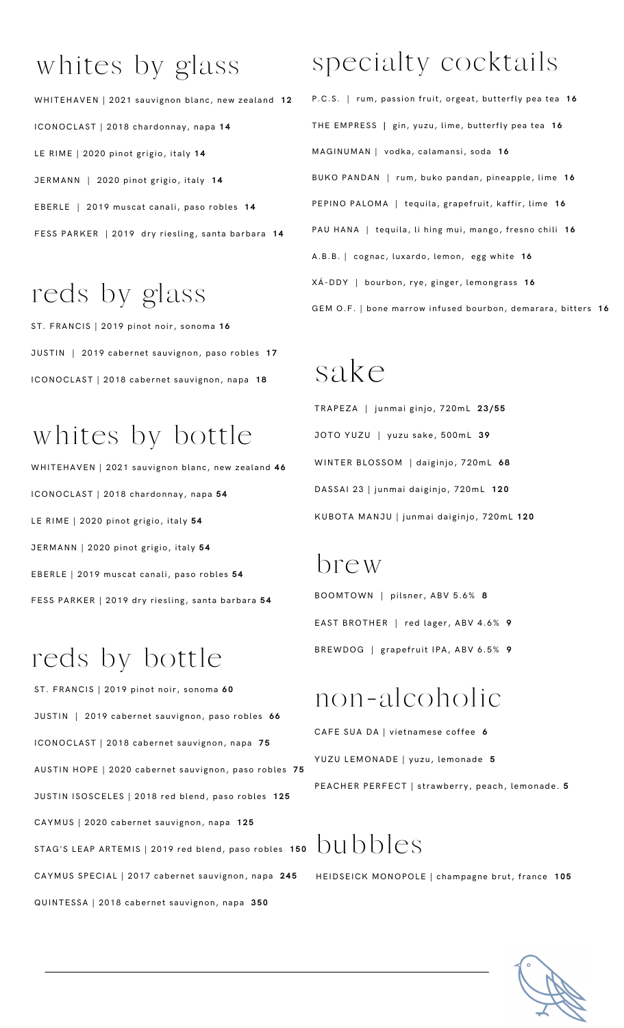## whites by glass

WHITEHAVEN | 2021 sauvignon blanc, new zealand **12**

ICONOCLAST | 2018 chardonnay, napa **14**

LE RIME | 2020 pinot grigio, italy **14**

JERMANN | 2020 pinot grigio, italy **14**

EBERLE | 2019 muscat canali, paso robles **14**

FESS PARKER | 2019 dry riesling, santa barbara **14**

## reds by glass

ST. FRANCIS | 2019 pinot noir, sonoma **16**

JUSTIN | 2019 cabernet sauvignon, paso robles **17**

ICONOCLAST | 2018 cabernet sauvignon, napa **18**

## whites by bottle

WHITEHAVEN | 2021 sauvignon blanc, new zealand **46**

ICONOCLAST | 2018 chardonnay, napa **54**

LE RIME | 2020 pinot grigio, italy **54**

JERMANN | 2020 pinot grigio, italy **54**

EBERLE | 2019 muscat canali, paso robles **54**

FESS PARKER | 2019 dry riesling, santa barbara **54**

## reds by bottle

ST. FRANCIS | 2019 pinot noir, sonoma **60**

JUSTIN | 2019 cabernet sauvignon, paso robles **66**

ICONOCLAST | 2018 cabernet sauvignon, napa **75**

AUSTIN HOPE | 2020 cabernet sauvignon, paso robles **75**

JUSTIN ISOSCELES | 2018 red blend, paso robles **125**

CAYMUS | 2020 cabernet sauvignon, napa **125**

STAG'S LEAP ARTEMIS | 2019 red blend, paso robles **150**

CAYMUS SPECIAL | 2017 cabernet sauvignon, napa **245**

QUINTESSA | 2018 cabernet sauvignon, napa **350**

## specialty cocktails

P.C.S. | rum, passion fruit, orgeat, butterfly pea tea **16**

THE EMPRESS | gin, yuzu, lime, butterfly pea tea **16**

MAGINUMAN | vodka, calamansi, soda **16**

BUKO PANDAN | rum, buko pandan, pineapple, lime **16**

PEPINO PALOMA | tequila, grapefruit, kaffir, lime **16**

PAU HANA | tequila, li hing mui, mango, fresno chili **16**

A.B.B. | cognac, luxardo, lemon, egg white **16**

XÁ-DDY | bourbon, rye, ginger, lemongrass **16**

GEM O.F. | bone marrow infused bourbon, demarara, bitters **16**

## sake

TRAPEZA | junmai ginjo, 720mL **23/55**

JOTO YUZU | yuzu sake, 500mL **39**

WINTER BLOSSOM | daiginjo, 720mL **68**

DASSAI 23 | junmai daiginjo, 720mL **120**

KUBOTA MANJU | junmai daiginjo, 720mL **120**

## brew

BOOMTOWN | pilsner, ABV 5.6% **8**

EAST BROTHER | red lager, ABV 4.6% **9**

BREWDOG | grapefruit IPA, ABV 6.5% **9**

## non-alcoholic

CAFE SUA DA | vietnamese coffee **6**

YUZU LEMONADE | yuzu, lemonade **5**

PEACHER PERFECT | strawberry, peach, lemonade. **5**

## bubbles

HEIDSEICK MONOPOLE | champagne brut, france **105**